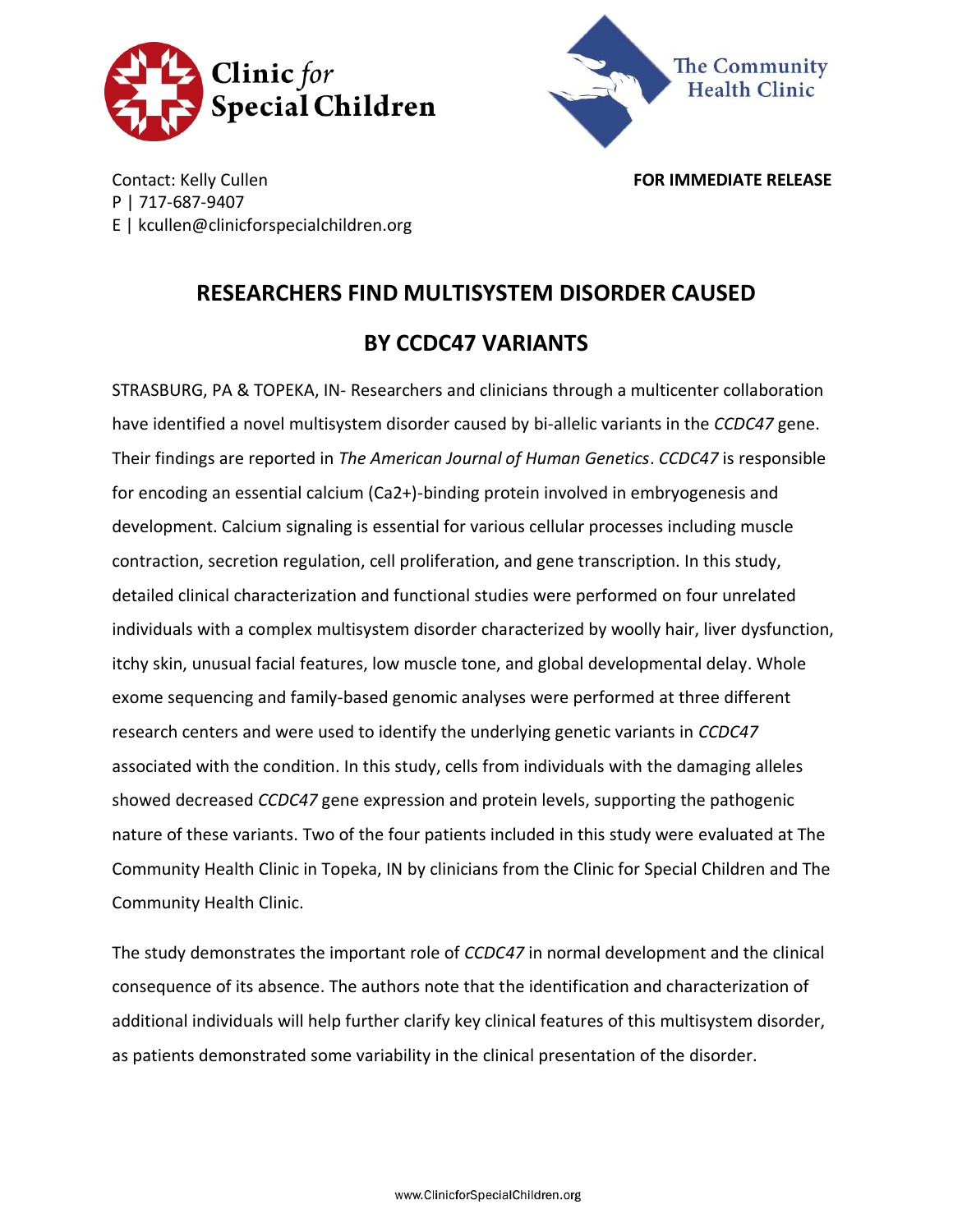Clinic *for* Special Children

The Community Health Clinic

Contact: Kelly Cullen
P | 717-687-9407
E | kcullen@clinicforspecialchildren.org

**FOR IMMEDIATE RELEASE**

# RESEARCHERS FIND MULTISYSTEM DISORDER CAUSED BY CCDC47 VARIANTS

STRASBURG, PA & TOPEKA, IN- Researchers and clinicians through a multicenter collaboration have identified a novel multisystem disorder caused by bi-allelic variants in the *CCDC47* gene. Their findings are reported in *The American Journal of Human Genetics*. *CCDC47* is responsible for encoding an essential calcium ($Ca^{2+}$)-binding protein involved in embryogenesis and development. Calcium signaling is essential for various cellular processes including muscle contraction, secretion regulation, cell proliferation, and gene transcription. In this study, detailed clinical characterization and functional studies were performed on four unrelated individuals with a complex multisystem disorder characterized by woolly hair, liver dysfunction, itchy skin, unusual facial features, low muscle tone, and global developmental delay. Whole exome sequencing and family-based genomic analyses were performed at three different research centers and were used to identify the underlying genetic variants in *CCDC47* associated with the condition. In this study, cells from individuals with the damaging alleles showed decreased *CCDC47* gene expression and protein levels, supporting the pathogenic nature of these variants. Two of the four patients included in this study were evaluated at The Community Health Clinic in Topeka, IN by clinicians from the Clinic for Special Children and The Community Health Clinic.

The study demonstrates the important role of *CCDC47* in normal development and the clinical consequence of its absence. The authors note that the identification and characterization of additional individuals will help further clarify key clinical features of this multisystem disorder, as patients demonstrated some variability in the clinical presentation of the disorder.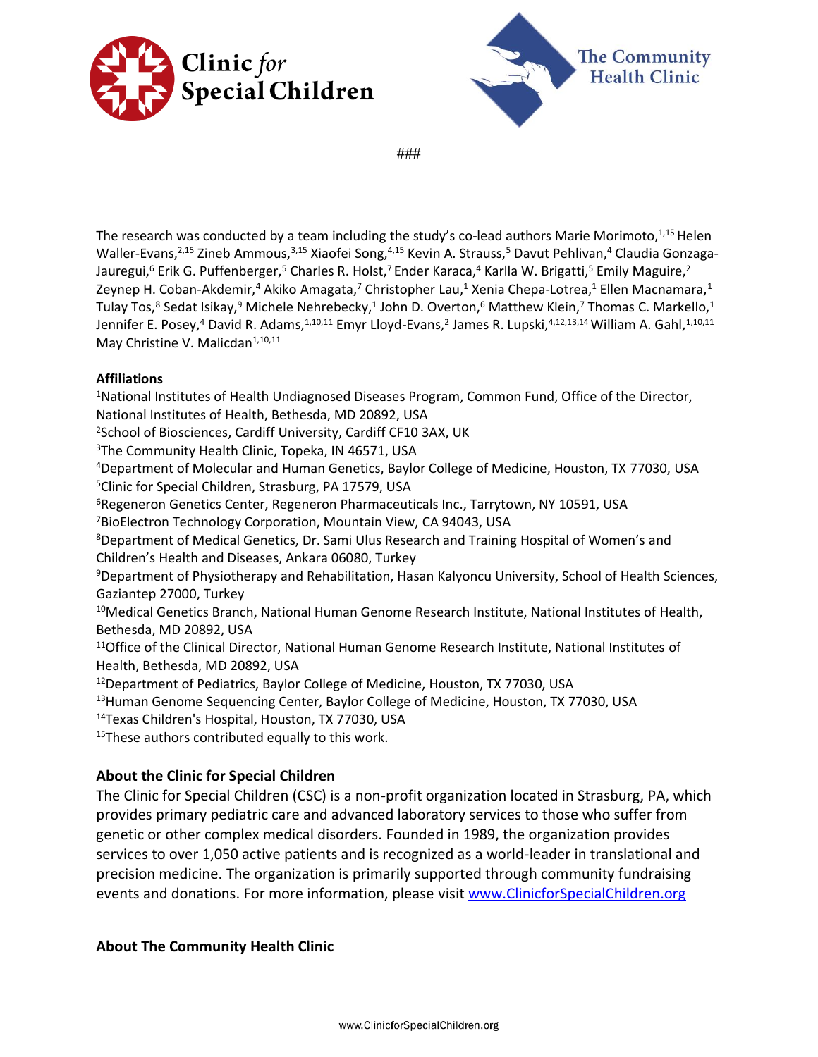###

The research was conducted by a team including the study's co-lead authors Marie Morimoto,[1,15] Helen Waller-Evans,[2,15] Zineb Ammous,[3,15] Xiaofei Song,[4,15] Kevin A. Strauss,[5] Davut Pehlivan,[4] Claudia Gonzaga-Jauregui,[6] Erik G. Puffenberger,[5] Charles R. Holst,[7] Ender Karaca,[4] Karlla W. Brigatti,[5] Emily Maguire,[2] Zeynep H. Coban-Akdemir,[4] Akiko Amagata,[7] Christopher Lau,[1] Xenia Chepa-Lotrea,[1] Ellen Macnamara,[1] Tulay Tos,[8] Sedat Isikay,[9] Michele Nehrebecky,[1] John D. Overton,[6] Matthew Klein,[7] Thomas C. Markello,[1] Jennifer E. Posey,[4] David R. Adams,[1,10,11] Emyr Lloyd-Evans,[2] James R. Lupski,[4,12,13,14] William A. Gahl,[1,10,11] May Christine V. Malicdan[1,10,11]

**Affiliations**

[1]National Institutes of Health Undiagnosed Diseases Program, Common Fund, Office of the Director, National Institutes of Health, Bethesda, MD 20892, USA
[2]School of Biosciences, Cardiff University, Cardiff CF10 3AX, UK
[3]The Community Health Clinic, Topeka, IN 46571, USA
[4]Department of Molecular and Human Genetics, Baylor College of Medicine, Houston, TX 77030, USA
[5]Clinic for Special Children, Strasburg, PA 17579, USA
[6]Regeneron Genetics Center, Regeneron Pharmaceuticals Inc., Tarrytown, NY 10591, USA
[7]BioElectron Technology Corporation, Mountain View, CA 94043, USA
[8]Department of Medical Genetics, Dr. Sami Ulus Research and Training Hospital of Women's and Children's Health and Diseases, Ankara 06080, Turkey
[9]Department of Physiotherapy and Rehabilitation, Hasan Kalyoncu University, School of Health Sciences, Gaziantep 27000, Turkey
[10]Medical Genetics Branch, National Human Genome Research Institute, National Institutes of Health, Bethesda, MD 20892, USA
[11]Office of the Clinical Director, National Human Genome Research Institute, National Institutes of Health, Bethesda, MD 20892, USA
[12]Department of Pediatrics, Baylor College of Medicine, Houston, TX 77030, USA
[13]Human Genome Sequencing Center, Baylor College of Medicine, Houston, TX 77030, USA
[14]Texas Children's Hospital, Houston, TX 77030, USA
[15]These authors contributed equally to this work.

## About the Clinic for Special Children

The Clinic for Special Children (CSC) is a non-profit organization located in Strasburg, PA, which provides primary pediatric care and advanced laboratory services to those who suffer from genetic or other complex medical disorders. Founded in 1989, the organization provides services to over 1,050 active patients and is recognized as a world-leader in translational and precision medicine. The organization is primarily supported through community fundraising events and donations. For more information, please visit [www.ClinicforSpecialChildren.org](http://www.ClinicforSpecialChildren.org)

## About The Community Health Clinic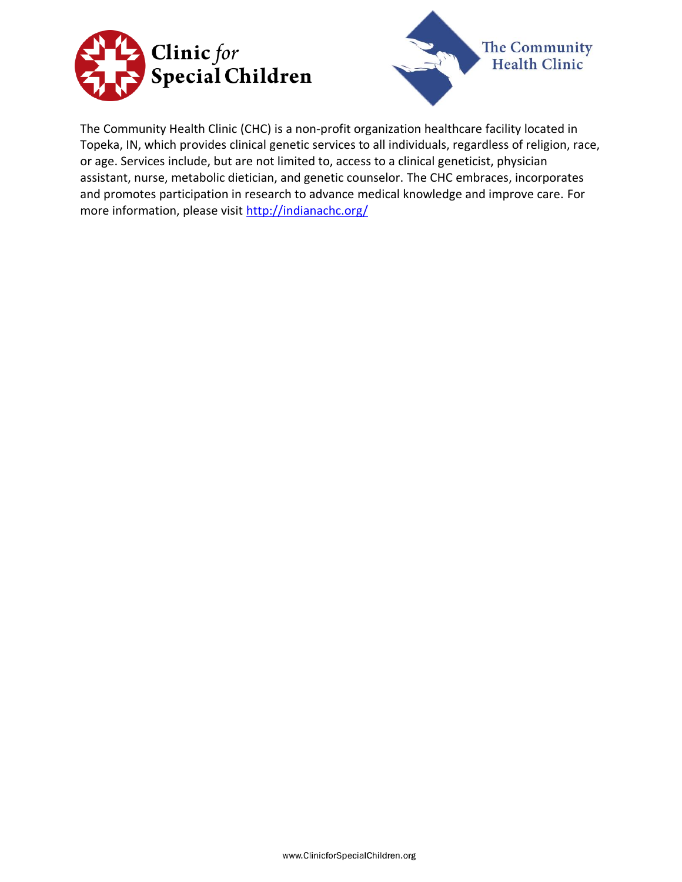Clinic *for* Special Children

The Community Health Clinic

The Community Health Clinic (CHC) is a non-profit organization healthcare facility located in Topeka, IN, which provides clinical genetic services to all individuals, regardless of religion, race, or age. Services include, but are not limited to, access to a clinical geneticist, physician assistant, nurse, metabolic dietician, and genetic counselor. The CHC embraces, incorporates and promotes participation in research to advance medical knowledge and improve care. For more information, please visit [http://indianachc.org/](http://indianachc.org/)